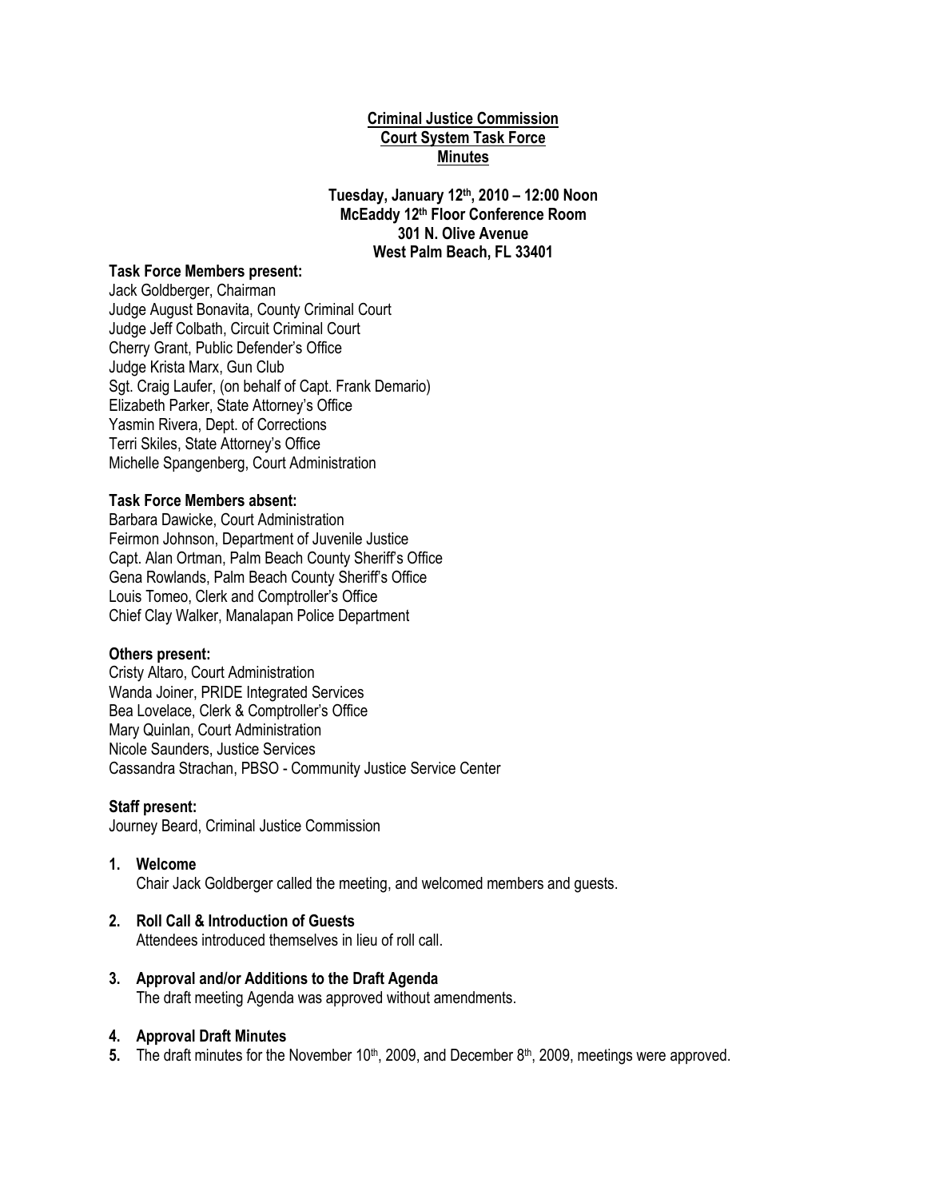**Criminal Justice Commission**
**Court System Task Force**
**Minutes**

**Tuesday, January 12th, 2010 – 12:00 Noon**
**McEaddy 12th Floor Conference Room**
**301 N. Olive Avenue**
**West Palm Beach, FL 33401**

**Task Force Members present:**
Jack Goldberger, Chairman
Judge August Bonavita, County Criminal Court
Judge Jeff Colbath, Circuit Criminal Court
Cherry Grant, Public Defender's Office
Judge Krista Marx, Gun Club
Sgt. Craig Laufer, (on behalf of Capt. Frank Demario)
Elizabeth Parker, State Attorney's Office
Yasmin Rivera, Dept. of Corrections
Terri Skiles, State Attorney's Office
Michelle Spangenberg, Court Administration

**Task Force Members absent:**
Barbara Dawicke, Court Administration
Feirmon Johnson, Department of Juvenile Justice
Capt. Alan Ortman, Palm Beach County Sheriff's Office
Gena Rowlands, Palm Beach County Sheriff's Office
Louis Tomeo, Clerk and Comptroller's Office
Chief Clay Walker, Manalapan Police Department

**Others present:**
Cristy Altaro, Court Administration
Wanda Joiner, PRIDE Integrated Services
Bea Lovelace, Clerk & Comptroller's Office
Mary Quinlan, Court Administration
Nicole Saunders, Justice Services
Cassandra Strachan, PBSO - Community Justice Service Center

**Staff present:**
Journey Beard, Criminal Justice Commission

1. **Welcome**
   Chair Jack Goldberger called the meeting, and welcomed members and guests.

2. **Roll Call & Introduction of Guests**
   Attendees introduced themselves in lieu of roll call.

3. **Approval and/or Additions to the Draft Agenda**
   The draft meeting Agenda was approved without amendments.

4. **Approval Draft Minutes**

5. The draft minutes for the November 10th, 2009, and December 8th, 2009, meetings were approved.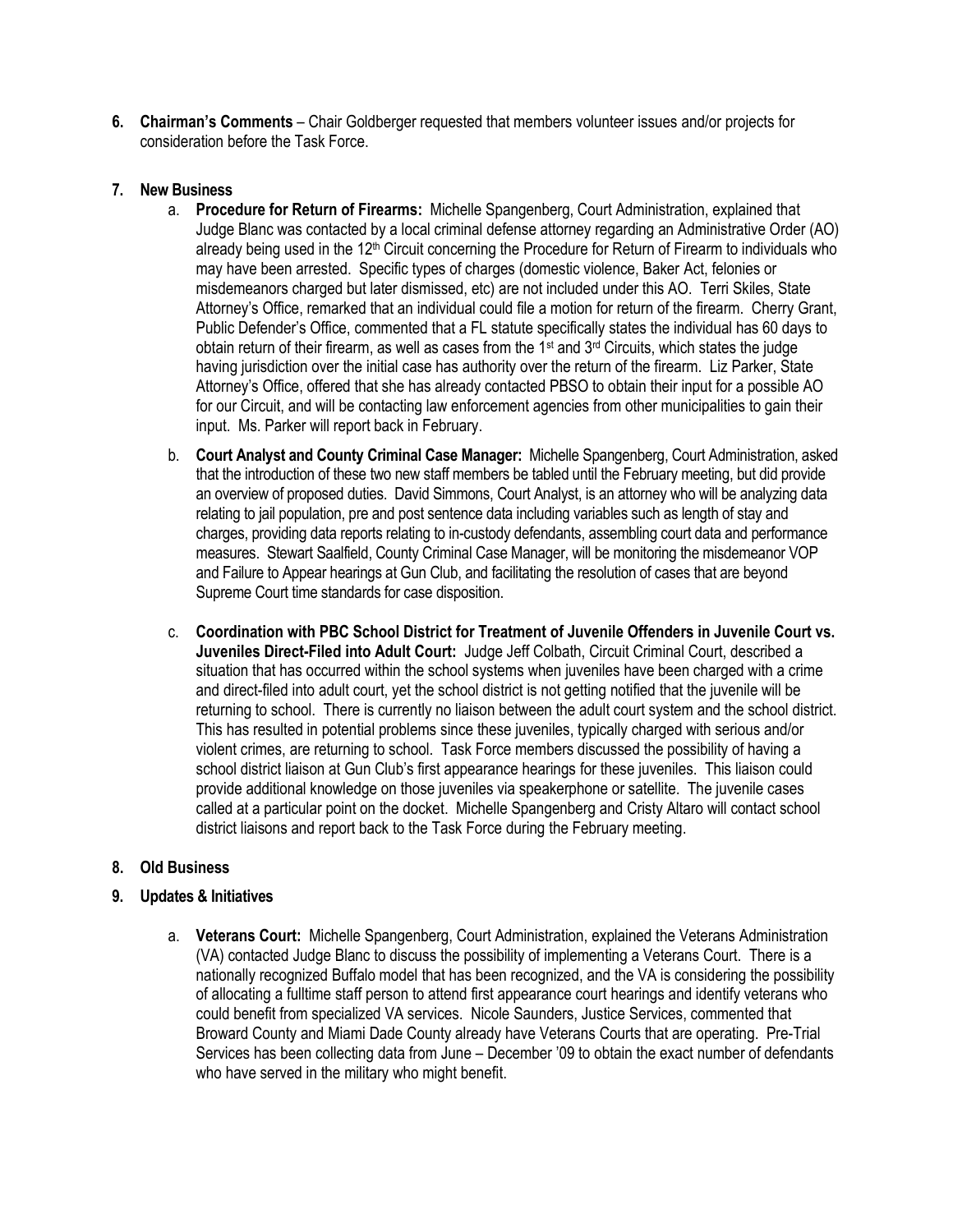6. **Chairman's Comments** – Chair Goldberger requested that members volunteer issues and/or projects for consideration before the Task Force.

7. **New Business**

   a. **Procedure for Return of Firearms:** Michelle Spangenberg, Court Administration, explained that Judge Blanc was contacted by a local criminal defense attorney regarding an Administrative Order (AO) already being used in the 12th Circuit concerning the Procedure for Return of Firearm to individuals who may have been arrested. Specific types of charges (domestic violence, Baker Act, felonies or misdemeanors charged but later dismissed, etc) are not included under this AO. Terri Skiles, State Attorney's Office, remarked that an individual could file a motion for return of the firearm. Cherry Grant, Public Defender's Office, commented that a FL statute specifically states the individual has 60 days to obtain return of their firearm, as well as cases from the 1st and 3rd Circuits, which states the judge having jurisdiction over the initial case has authority over the return of the firearm. Liz Parker, State Attorney's Office, offered that she has already contacted PBSO to obtain their input for a possible AO for our Circuit, and will be contacting law enforcement agencies from other municipalities to gain their input. Ms. Parker will report back in February.

   b. **Court Analyst and County Criminal Case Manager:** Michelle Spangenberg, Court Administration, asked that the introduction of these two new staff members be tabled until the February meeting, but did provide an overview of proposed duties. David Simmons, Court Analyst, is an attorney who will be analyzing data relating to jail population, pre and post sentence data including variables such as length of stay and charges, providing data reports relating to in-custody defendants, assembling court data and performance measures. Stewart Saalfield, County Criminal Case Manager, will be monitoring the misdemeanor VOP and Failure to Appear hearings at Gun Club, and facilitating the resolution of cases that are beyond Supreme Court time standards for case disposition.

   c. **Coordination with PBC School District for Treatment of Juvenile Offenders in Juvenile Court vs. Juveniles Direct-Filed into Adult Court:** Judge Jeff Colbath, Circuit Criminal Court, described a situation that has occurred within the school systems when juveniles have been charged with a crime and direct-filed into adult court, yet the school district is not getting notified that the juvenile will be returning to school. There is currently no liaison between the adult court system and the school district. This has resulted in potential problems since these juveniles, typically charged with serious and/or violent crimes, are returning to school. Task Force members discussed the possibility of having a school district liaison at Gun Club's first appearance hearings for these juveniles. This liaison could provide additional knowledge on those juveniles via speakerphone or satellite. The juvenile cases called at a particular point on the docket. Michelle Spangenberg and Cristy Altaro will contact school district liaisons and report back to the Task Force during the February meeting.

8. **Old Business**

9. **Updates & Initiatives**

   a. **Veterans Court:** Michelle Spangenberg, Court Administration, explained the Veterans Administration (VA) contacted Judge Blanc to discuss the possibility of implementing a Veterans Court. There is a nationally recognized Buffalo model that has been recognized, and the VA is considering the possibility of allocating a fulltime staff person to attend first appearance court hearings and identify veterans who could benefit from specialized VA services. Nicole Saunders, Justice Services, commented that Broward County and Miami Dade County already have Veterans Courts that are operating. Pre-Trial Services has been collecting data from June – December '09 to obtain the exact number of defendants who have served in the military who might benefit.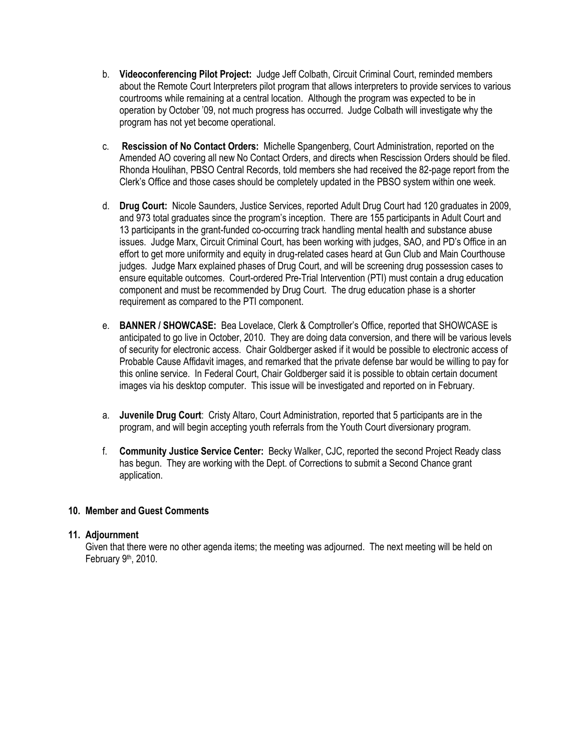b. **Videoconferencing Pilot Project:** Judge Jeff Colbath, Circuit Criminal Court, reminded members about the Remote Court Interpreters pilot program that allows interpreters to provide services to various courtrooms while remaining at a central location. Although the program was expected to be in operation by October '09, not much progress has occurred. Judge Colbath will investigate why the program has not yet become operational.

c. **Rescission of No Contact Orders:** Michelle Spangenberg, Court Administration, reported on the Amended AO covering all new No Contact Orders, and directs when Rescission Orders should be filed. Rhonda Houlihan, PBSO Central Records, told members she had received the 82-page report from the Clerk's Office and those cases should be completely updated in the PBSO system within one week.

d. **Drug Court:** Nicole Saunders, Justice Services, reported Adult Drug Court had 120 graduates in 2009, and 973 total graduates since the program's inception. There are 155 participants in Adult Court and 13 participants in the grant-funded co-occurring track handling mental health and substance abuse issues. Judge Marx, Circuit Criminal Court, has been working with judges, SAO, and PD's Office in an effort to get more uniformity and equity in drug-related cases heard at Gun Club and Main Courthouse judges. Judge Marx explained phases of Drug Court, and will be screening drug possession cases to ensure equitable outcomes. Court-ordered Pre-Trial Intervention (PTI) must contain a drug education component and must be recommended by Drug Court. The drug education phase is a shorter requirement as compared to the PTI component.

e. **BANNER / SHOWCASE:** Bea Lovelace, Clerk & Comptroller's Office, reported that SHOWCASE is anticipated to go live in October, 2010. They are doing data conversion, and there will be various levels of security for electronic access. Chair Goldberger asked if it would be possible to electronic access of Probable Cause Affidavit images, and remarked that the private defense bar would be willing to pay for this online service. In Federal Court, Chair Goldberger said it is possible to obtain certain document images via his desktop computer. This issue will be investigated and reported on in February.

a. **Juvenile Drug Court**: Cristy Altaro, Court Administration, reported that 5 participants are in the program, and will begin accepting youth referrals from the Youth Court diversionary program.

f. **Community Justice Service Center:** Becky Walker, CJC, reported the second Project Ready class has begun. They are working with the Dept. of Corrections to submit a Second Chance grant application.

**10. Member and Guest Comments**

**11. Adjournment**

Given that there were no other agenda items; the meeting was adjourned. The next meeting will be held on February 9th, 2010.